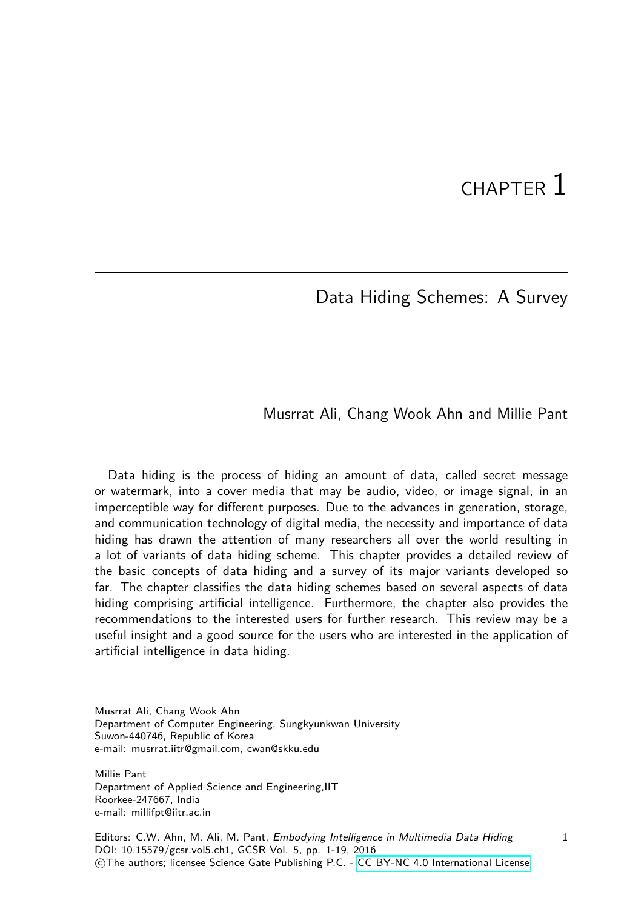# CHAPTER 1

## Data Hiding Schemes: A Survey

Musrrat Ali, Chang Wook Ahn and Millie Pant

Data hiding is the process of hiding an amount of data, called secret message or watermark, into a cover media that may be audio, video, or image signal, in an imperceptible way for different purposes. Due to the advances in generation, storage, and communication technology of digital media, the necessity and importance of data hiding has drawn the attention of many researchers all over the world resulting in a lot of variants of data hiding scheme. This chapter provides a detailed review of the basic concepts of data hiding and a survey of its major variants developed so far. The chapter classifies the data hiding schemes based on several aspects of data hiding comprising artificial intelligence. Furthermore, the chapter also provides the recommendations to the interested users for further research. This review may be a useful insight and a good source for the users who are interested in the application of artificial intelligence in data hiding.

---

Musrrat Ali, Chang Wook Ahn
Department of Computer Engineering, Sungkyunkwan University
Suwon-440746, Republic of Korea
e-mail: musrrat.iitr@gmail.com, cwan@skku.edu

Millie Pant
Department of Applied Science and Engineering,IIT
Roorkee-247667, India
e-mail: millifpt@iitr.ac.in

Editors: C.W. Ahn, M. Ali, M. Pant, *Embodying Intelligence in Multimedia Data Hiding*
DOI: 10.15579/gcsr.vol5.ch1, GCSR Vol. 5, pp. 1-19, 2016
©The authors; licensee Science Gate Publishing P.C. - CC BY-NC 4.0 International License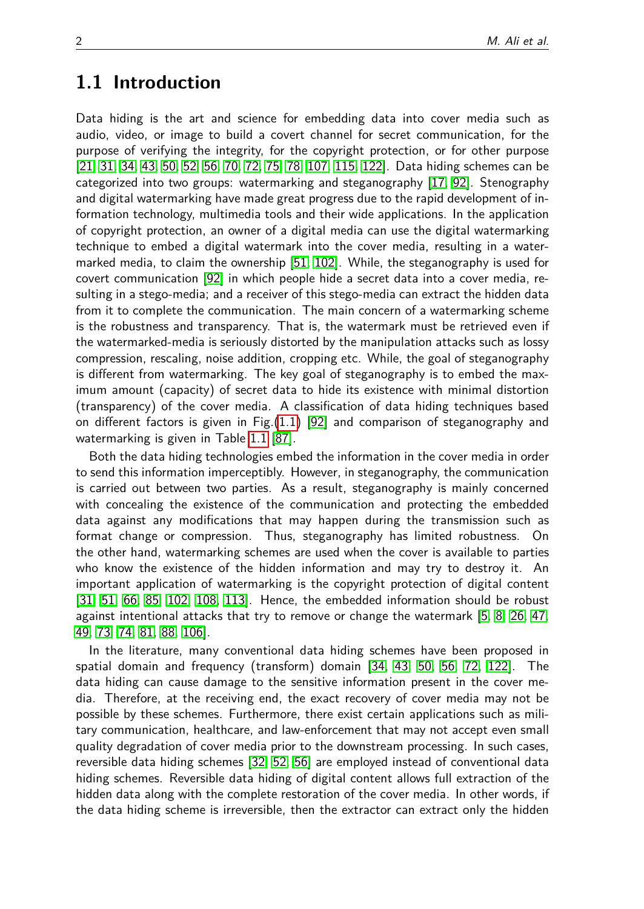## 1.1 Introduction

Data hiding is the art and science for embedding data into cover media such as audio, video, or image to build a covert channel for secret communication, for the purpose of verifying the integrity, for the copyright protection, or for other purpose [21, 31, 34, 43, 50, 52, 56, 70, 72, 75, 78, 107, 115, 122]. Data hiding schemes can be categorized into two groups: watermarking and steganography [17, 92]. Stenography and digital watermarking have made great progress due to the rapid development of information technology, multimedia tools and their wide applications. In the application of copyright protection, an owner of a digital media can use the digital watermarking technique to embed a digital watermark into the cover media, resulting in a watermarked media, to claim the ownership [51, 102]. While, the steganography is used for covert communication [92] in which people hide a secret data into a cover media, resulting in a stego-media; and a receiver of this stego-media can extract the hidden data from it to complete the communication. The main concern of a watermarking scheme is the robustness and transparency. That is, the watermark must be retrieved even if the watermarked-media is seriously distorted by the manipulation attacks such as lossy compression, rescaling, noise addition, cropping etc. While, the goal of steganography is different from watermarking. The key goal of steganography is to embed the maximum amount (capacity) of secret data to hide its existence with minimal distortion (transparency) of the cover media. A classification of data hiding techniques based on different factors is given in Fig.(1.1) [92] and comparison of steganography and watermarking is given in Table 1.1 [87].

Both the data hiding technologies embed the information in the cover media in order to send this information imperceptibly. However, in steganography, the communication is carried out between two parties. As a result, steganography is mainly concerned with concealing the existence of the communication and protecting the embedded data against any modifications that may happen during the transmission such as format change or compression. Thus, steganography has limited robustness. On the other hand, watermarking schemes are used when the cover is available to parties who know the existence of the hidden information and may try to destroy it. An important application of watermarking is the copyright protection of digital content [31, 51, 66, 85, 102, 108, 113]. Hence, the embedded information should be robust against intentional attacks that try to remove or change the watermark [5, 8, 26, 47, 49, 73, 74, 81, 88, 106].

In the literature, many conventional data hiding schemes have been proposed in spatial domain and frequency (transform) domain [34, 43, 50, 56, 72, 122]. The data hiding can cause damage to the sensitive information present in the cover media. Therefore, at the receiving end, the exact recovery of cover media may not be possible by these schemes. Furthermore, there exist certain applications such as military communication, healthcare, and law-enforcement that may not accept even small quality degradation of cover media prior to the downstream processing. In such cases, reversible data hiding schemes [32, 52, 56] are employed instead of conventional data hiding schemes. Reversible data hiding of digital content allows full extraction of the hidden data along with the complete restoration of the cover media. In other words, if the data hiding scheme is irreversible, then the extractor can extract only the hidden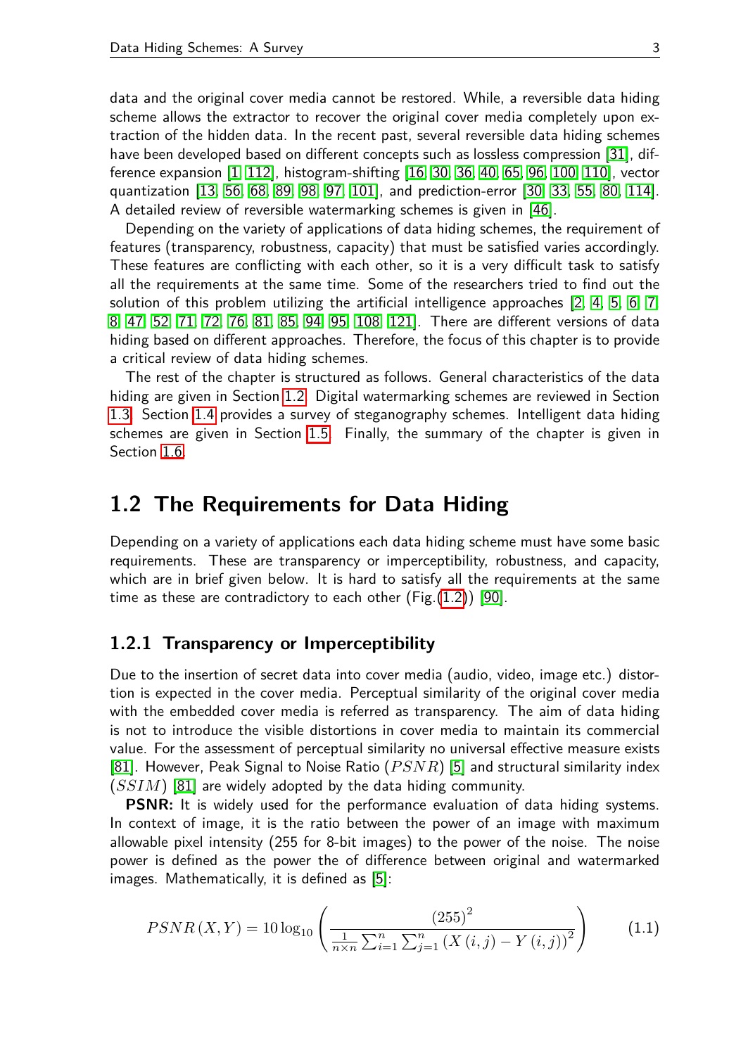data and the original cover media cannot be restored. While, a reversible data hiding scheme allows the extractor to recover the original cover media completely upon extraction of the hidden data. In the recent past, several reversible data hiding schemes have been developed based on different concepts such as lossless compression [31], difference expansion [1, 112], histogram-shifting [16, 30, 36, 40, 65, 96, 100, 110], vector quantization [13, 56, 68, 89, 98, 97, 101], and prediction-error [30, 33, 55, 80, 114]. A detailed review of reversible watermarking schemes is given in [46].

Depending on the variety of applications of data hiding schemes, the requirement of features (transparency, robustness, capacity) that must be satisfied varies accordingly. These features are conflicting with each other, so it is a very difficult task to satisfy all the requirements at the same time. Some of the researchers tried to find out the solution of this problem utilizing the artificial intelligence approaches [2, 4, 5, 6, 7, 8, 47, 52, 71, 72, 76, 81, 85, 94, 95, 108, 121]. There are different versions of data hiding based on different approaches. Therefore, the focus of this chapter is to provide a critical review of data hiding schemes.

The rest of the chapter is structured as follows. General characteristics of the data hiding are given in Section 1.2. Digital watermarking schemes are reviewed in Section 1.3. Section 1.4 provides a survey of steganography schemes. Intelligent data hiding schemes are given in Section 1.5. Finally, the summary of the chapter is given in Section 1.6.

## 1.2 The Requirements for Data Hiding

Depending on a variety of applications each data hiding scheme must have some basic requirements. These are transparency or imperceptibility, robustness, and capacity, which are in brief given below. It is hard to satisfy all the requirements at the same time as these are contradictory to each other (Fig.(1.2)) [90].

### 1.2.1 Transparency or Imperceptibility

Due to the insertion of secret data into cover media (audio, video, image etc.) distortion is expected in the cover media. Perceptual similarity of the original cover media with the embedded cover media is referred as transparency. The aim of data hiding is not to introduce the visible distortions in cover media to maintain its commercial value. For the assessment of perceptual similarity no universal effective measure exists [81]. However, Peak Signal to Noise Ratio ($PSNR$) [5] and structural similarity index ($SSIM$) [81] are widely adopted by the data hiding community.

**PSNR:** It is widely used for the performance evaluation of data hiding systems. In context of image, it is the ratio between the power of an image with maximum allowable pixel intensity (255 for 8-bit images) to the power of the noise. The noise power is defined as the power the of difference between original and watermarked images. Mathematically, it is defined as [5]:

$$PSNR\left(X,Y\right) = 10\log_{10}\left(\frac{\left(255\right)^2}{\frac{1}{n\times n}\sum_{i=1}^{n}\sum_{j=1}^{n}\left(X\left(i,j\right)-Y\left(i,j\right)\right)^2}\right) \tag{1.1}$$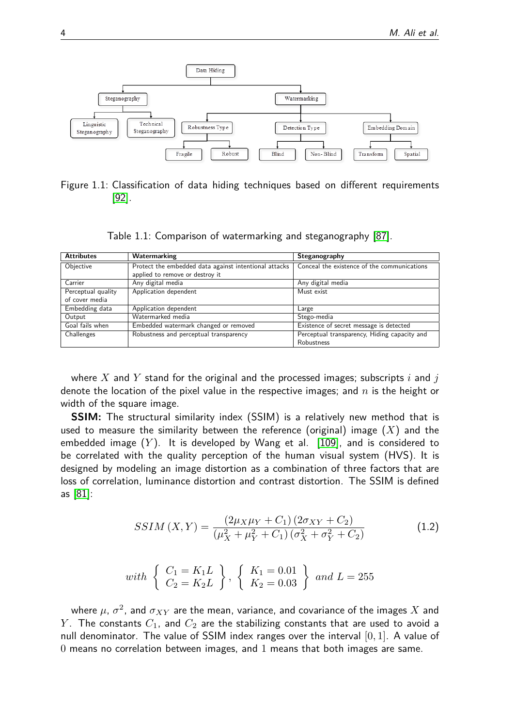Figure 1.1: Classification of data hiding techniques based on different requirements [92].

Table 1.1: Comparison of watermarking and steganography [87].

| Attributes | Watermarking | Steganography |
|---|---|---|
| Objective | Protect the embedded data against intentional attacks applied to remove or destroy it | Conceal the existence of the communications |
| Carrier | Any digital media | Any digital media |
| Perceptual quality of cover media | Application dependent | Must exist |
| Embedding data | Application dependent | Large |
| Output | Watermarked media | Stego-media |
| Goal fails when | Embedded watermark changed or removed | Existence of secret message is detected |
| Challenges | Robustness and perceptual transparency | Perceptual transparency, Hiding capacity and Robustness |

where $X$ and $Y$ stand for the original and the processed images; subscripts $i$ and $j$ denote the location of the pixel value in the respective images; and $n$ is the height or width of the square image.

**SSIM:** The structural similarity index (SSIM) is a relatively new method that is used to measure the similarity between the reference (original) image ($X$) and the embedded image ($Y$). It is developed by Wang et al. [109], and is considered to be correlated with the quality perception of the human visual system (HVS). It is designed by modeling an image distortion as a combination of three factors that are loss of correlation, luminance distortion and contrast distortion. The SSIM is defined as [81]:

$$SSIM\left(X,Y\right) = \frac{\left(2\mu_X\mu_Y + C_1\right)\left(2\sigma_{XY} + C_2\right)}{\left(\mu_X^2 + \mu_Y^2 + C_1\right)\left(\sigma_X^2 + \sigma_Y^2 + C_2\right)} \tag{1.2}$$

$$with \left\{ \begin{array}{l} C_1 = K_1 L \\ C_2 = K_2 L \end{array} \right\}, \left\{ \begin{array}{l} K_1 = 0.01 \\ K_2 = 0.03 \end{array} \right\} \; and \; L = 255$$

where $\mu$, $\sigma^2$, and $\sigma_{XY}$ are the mean, variance, and covariance of the images $X$ and $Y$. The constants $C_1$, and $C_2$ are the stabilizing constants that are used to avoid a null denominator. The value of SSIM index ranges over the interval $[0, 1]$. A value of $0$ means no correlation between images, and $1$ means that both images are same.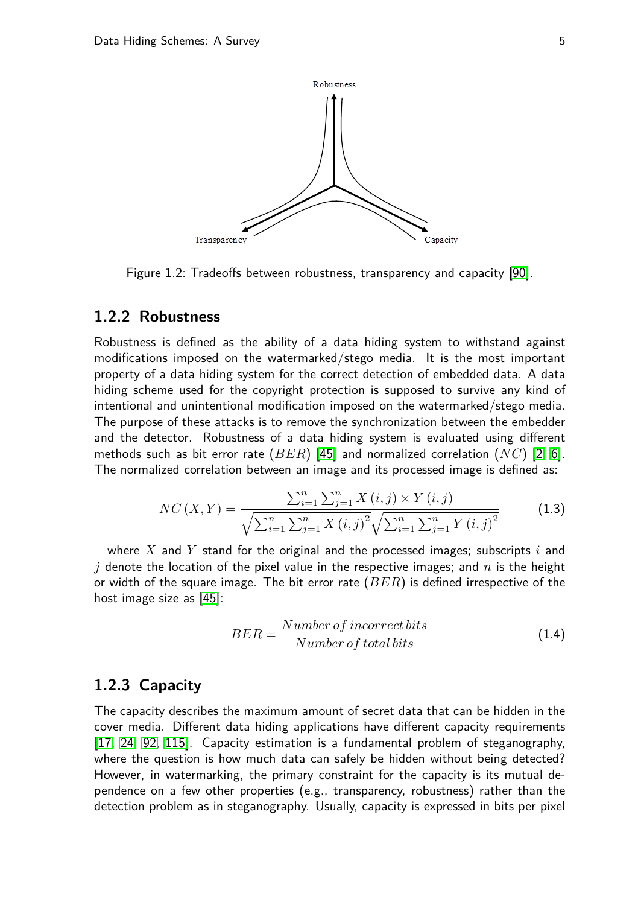Figure 1.2: Tradeoffs between robustness, transparency and capacity [90].

### 1.2.2 Robustness

Robustness is defined as the ability of a data hiding system to withstand against modifications imposed on the watermarked/stego media. It is the most important property of a data hiding system for the correct detection of embedded data. A data hiding scheme used for the copyright protection is supposed to survive any kind of intentional and unintentional modification imposed on the watermarked/stego media. The purpose of these attacks is to remove the synchronization between the embedder and the detector. Robustness of a data hiding system is evaluated using different methods such as bit error rate ($BER$) [45] and normalized correlation ($NC$) [2, 6]. The normalized correlation between an image and its processed image is defined as:

$$NC\left(X,Y\right) = \frac{\sum_{i=1}^{n}\sum_{j=1}^{n} X\left(i,j\right) \times Y\left(i,j\right)}{\sqrt{\sum_{i=1}^{n}\sum_{j=1}^{n} X\left(i,j\right)^{2}}\sqrt{\sum_{i=1}^{n}\sum_{j=1}^{n} Y\left(i,j\right)^{2}}} \tag{1.3}$$

where $X$ and $Y$ stand for the original and the processed images; subscripts $i$ and $j$ denote the location of the pixel value in the respective images; and $n$ is the height or width of the square image. The bit error rate ($BER$) is defined irrespective of the host image size as [45]:

$$BER = \frac{Number\,of\,incorrect\,bits}{Number\,of\,total\,bits} \tag{1.4}$$

### 1.2.3 Capacity

The capacity describes the maximum amount of secret data that can be hidden in the cover media. Different data hiding applications have different capacity requirements [17, 24, 92, 115]. Capacity estimation is a fundamental problem of steganography, where the question is how much data can safely be hidden without being detected? However, in watermarking, the primary constraint for the capacity is its mutual dependence on a few other properties (e.g., transparency, robustness) rather than the detection problem as in steganography. Usually, capacity is expressed in bits per pixel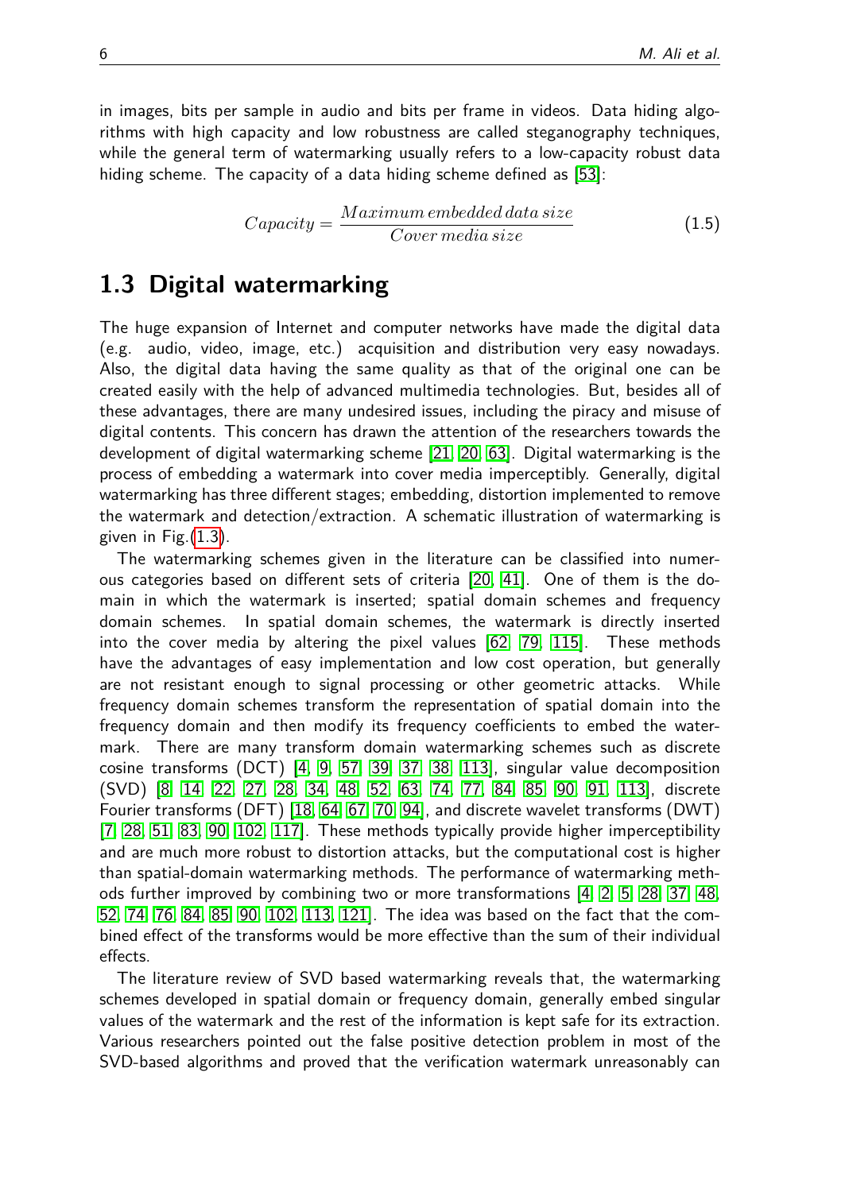in images, bits per sample in audio and bits per frame in videos. Data hiding algorithms with high capacity and low robustness are called steganography techniques, while the general term of watermarking usually refers to a low-capacity robust data hiding scheme. The capacity of a data hiding scheme defined as [53]:

$$Capacity = \frac{Maximum\, embedded\, data\, size}{Cover\, media\, size} \tag{1.5}$$

## 1.3 Digital watermarking

The huge expansion of Internet and computer networks have made the digital data (e.g. audio, video, image, etc.) acquisition and distribution very easy nowadays. Also, the digital data having the same quality as that of the original one can be created easily with the help of advanced multimedia technologies. But, besides all of these advantages, there are many undesired issues, including the piracy and misuse of digital contents. This concern has drawn the attention of the researchers towards the development of digital watermarking scheme [21, 20, 63]. Digital watermarking is the process of embedding a watermark into cover media imperceptibly. Generally, digital watermarking has three different stages; embedding, distortion implemented to remove the watermark and detection/extraction. A schematic illustration of watermarking is given in Fig.(1.3).

The watermarking schemes given in the literature can be classified into numerous categories based on different sets of criteria [20, 41]. One of them is the domain in which the watermark is inserted; spatial domain schemes and frequency domain schemes. In spatial domain schemes, the watermark is directly inserted into the cover media by altering the pixel values [62, 79, 115]. These methods have the advantages of easy implementation and low cost operation, but generally are not resistant enough to signal processing or other geometric attacks. While frequency domain schemes transform the representation of spatial domain into the frequency domain and then modify its frequency coefficients to embed the watermark. There are many transform domain watermarking schemes such as discrete cosine transforms (DCT) [4, 9, 57, 39, 37, 38, 113], singular value decomposition (SVD) [8, 14, 22, 27, 28, 34, 48, 52, 63, 74, 77, 84, 85, 90, 91, 113], discrete Fourier transforms (DFT) [18, 64, 67, 70, 94], and discrete wavelet transforms (DWT) [7, 28, 51, 83, 90, 102, 117]. These methods typically provide higher imperceptibility and are much more robust to distortion attacks, but the computational cost is higher than spatial-domain watermarking methods. The performance of watermarking methods further improved by combining two or more transformations [4, 2, 5, 28, 37, 48, 52, 74, 76, 84, 85, 90, 102, 113, 121]. The idea was based on the fact that the combined effect of the transforms would be more effective than the sum of their individual effects.

The literature review of SVD based watermarking reveals that, the watermarking schemes developed in spatial domain or frequency domain, generally embed singular values of the watermark and the rest of the information is kept safe for its extraction. Various researchers pointed out the false positive detection problem in most of the SVD-based algorithms and proved that the verification watermark unreasonably can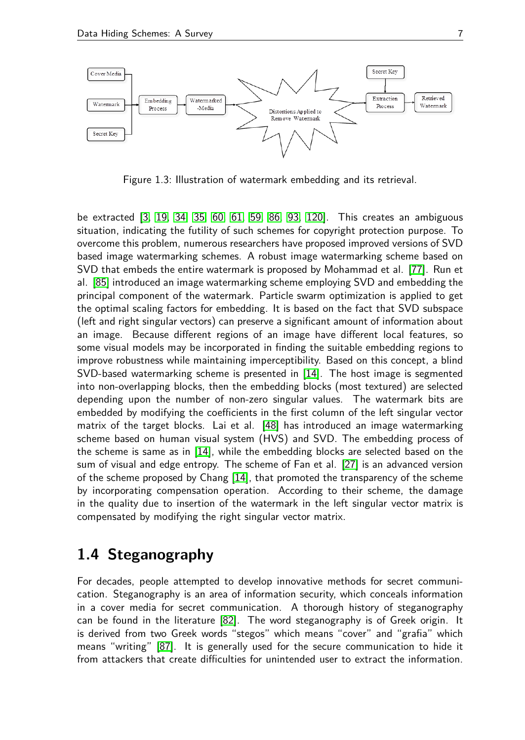Figure 1.3: Illustration of watermark embedding and its retrieval.

be extracted [3, 19, 34, 35, 60, 61, 59, 86, 93, 120]. This creates an ambiguous situation, indicating the futility of such schemes for copyright protection purpose. To overcome this problem, numerous researchers have proposed improved versions of SVD based image watermarking schemes. A robust image watermarking scheme based on SVD that embeds the entire watermark is proposed by Mohammad et al. [77]. Run et al. [85] introduced an image watermarking scheme employing SVD and embedding the principal component of the watermark. Particle swarm optimization is applied to get the optimal scaling factors for embedding. It is based on the fact that SVD subspace (left and right singular vectors) can preserve a significant amount of information about an image. Because different regions of an image have different local features, so some visual models may be incorporated in finding the suitable embedding regions to improve robustness while maintaining imperceptibility. Based on this concept, a blind SVD-based watermarking scheme is presented in [14]. The host image is segmented into non-overlapping blocks, then the embedding blocks (most textured) are selected depending upon the number of non-zero singular values. The watermark bits are embedded by modifying the coefficients in the first column of the left singular vector matrix of the target blocks. Lai et al. [48] has introduced an image watermarking scheme based on human visual system (HVS) and SVD. The embedding process of the scheme is same as in [14], while the embedding blocks are selected based on the sum of visual and edge entropy. The scheme of Fan et al. [27] is an advanced version of the scheme proposed by Chang [14], that promoted the transparency of the scheme by incorporating compensation operation. According to their scheme, the damage in the quality due to insertion of the watermark in the left singular vector matrix is compensated by modifying the right singular vector matrix.

## 1.4 Steganography

For decades, people attempted to develop innovative methods for secret communication. Steganography is an area of information security, which conceals information in a cover media for secret communication. A thorough history of steganography can be found in the literature [82]. The word steganography is of Greek origin. It is derived from two Greek words "stegos" which means "cover" and "grafia" which means "writing" [87]. It is generally used for the secure communication to hide it from attackers that create difficulties for unintended user to extract the information.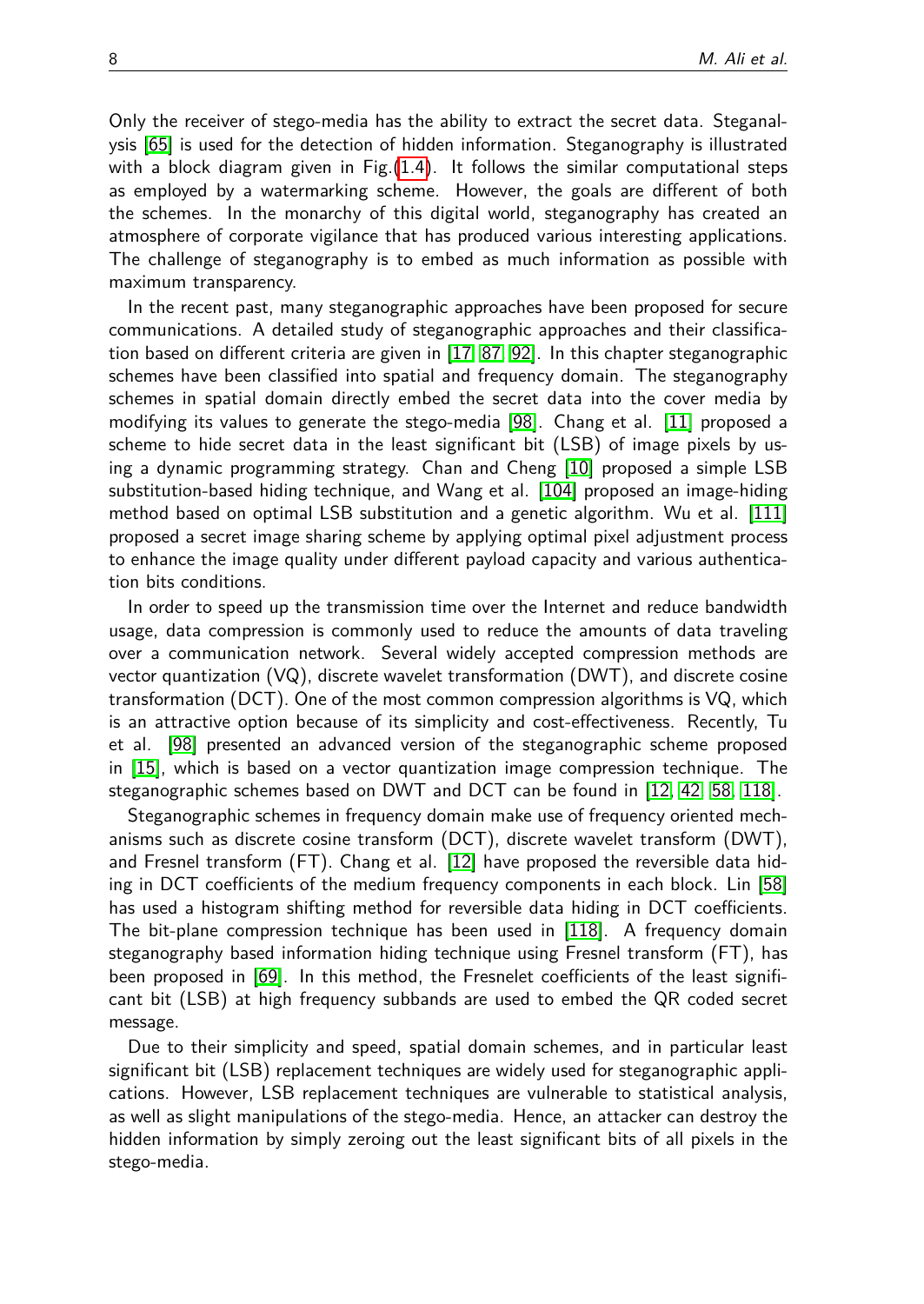Only the receiver of stego-media has the ability to extract the secret data. Steganalysis [65] is used for the detection of hidden information. Steganography is illustrated with a block diagram given in Fig.(1.4). It follows the similar computational steps as employed by a watermarking scheme. However, the goals are different of both the schemes. In the monarchy of this digital world, steganography has created an atmosphere of corporate vigilance that has produced various interesting applications. The challenge of steganography is to embed as much information as possible with maximum transparency.

In the recent past, many steganographic approaches have been proposed for secure communications. A detailed study of steganographic approaches and their classification based on different criteria are given in [17, 87, 92]. In this chapter steganographic schemes have been classified into spatial and frequency domain. The steganography schemes in spatial domain directly embed the secret data into the cover media by modifying its values to generate the stego-media [98]. Chang et al. [11] proposed a scheme to hide secret data in the least significant bit (LSB) of image pixels by using a dynamic programming strategy. Chan and Cheng [10] proposed a simple LSB substitution-based hiding technique, and Wang et al. [104] proposed an image-hiding method based on optimal LSB substitution and a genetic algorithm. Wu et al. [111] proposed a secret image sharing scheme by applying optimal pixel adjustment process to enhance the image quality under different payload capacity and various authentication bits conditions.

In order to speed up the transmission time over the Internet and reduce bandwidth usage, data compression is commonly used to reduce the amounts of data traveling over a communication network. Several widely accepted compression methods are vector quantization (VQ), discrete wavelet transformation (DWT), and discrete cosine transformation (DCT). One of the most common compression algorithms is VQ, which is an attractive option because of its simplicity and cost-effectiveness. Recently, Tu et al. [98] presented an advanced version of the steganographic scheme proposed in [15], which is based on a vector quantization image compression technique. The steganographic schemes based on DWT and DCT can be found in [12, 42, 58, 118].

Steganographic schemes in frequency domain make use of frequency oriented mechanisms such as discrete cosine transform (DCT), discrete wavelet transform (DWT), and Fresnel transform (FT). Chang et al. [12] have proposed the reversible data hiding in DCT coefficients of the medium frequency components in each block. Lin [58] has used a histogram shifting method for reversible data hiding in DCT coefficients. The bit-plane compression technique has been used in [118]. A frequency domain steganography based information hiding technique using Fresnel transform (FT), has been proposed in [69]. In this method, the Fresnelet coefficients of the least significant bit (LSB) at high frequency subbands are used to embed the QR coded secret message.

Due to their simplicity and speed, spatial domain schemes, and in particular least significant bit (LSB) replacement techniques are widely used for steganographic applications. However, LSB replacement techniques are vulnerable to statistical analysis, as well as slight manipulations of the stego-media. Hence, an attacker can destroy the hidden information by simply zeroing out the least significant bits of all pixels in the stego-media.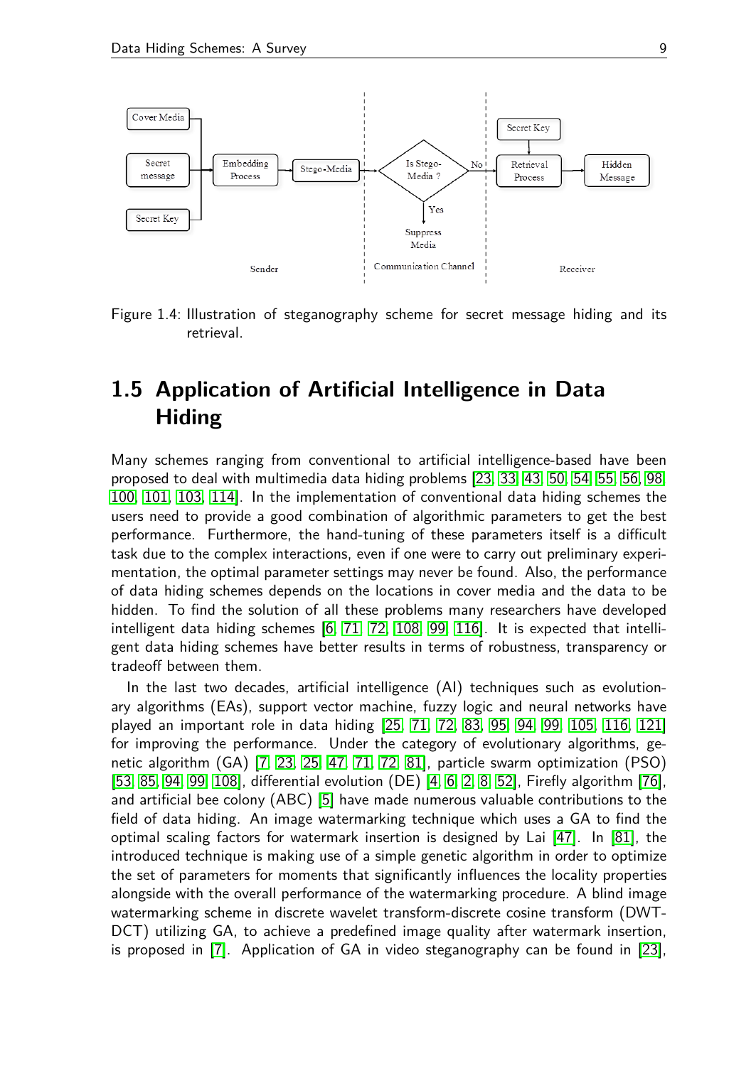Figure 1.4: Illustration of steganography scheme for secret message hiding and its retrieval.

## 1.5 Application of Artificial Intelligence in Data Hiding

Many schemes ranging from conventional to artificial intelligence-based have been proposed to deal with multimedia data hiding problems [23, 33, 43, 50, 54, 55, 56, 98, 100, 101, 103, 114]. In the implementation of conventional data hiding schemes the users need to provide a good combination of algorithmic parameters to get the best performance. Furthermore, the hand-tuning of these parameters itself is a difficult task due to the complex interactions, even if one were to carry out preliminary experimentation, the optimal parameter settings may never be found. Also, the performance of data hiding schemes depends on the locations in cover media and the data to be hidden. To find the solution of all these problems many researchers have developed intelligent data hiding schemes [6, 71, 72, 108, 99, 116]. It is expected that intelligent data hiding schemes have better results in terms of robustness, transparency or tradeoff between them.

In the last two decades, artificial intelligence (AI) techniques such as evolutionary algorithms (EAs), support vector machine, fuzzy logic and neural networks have played an important role in data hiding [25, 71, 72, 83, 95, 94, 99, 105, 116, 121] for improving the performance. Under the category of evolutionary algorithms, genetic algorithm (GA) [7, 23, 25, 47, 71, 72, 81], particle swarm optimization (PSO) [53, 85, 94, 99, 108], differential evolution (DE) [4, 6, 2, 8, 52], Firefly algorithm [76], and artificial bee colony (ABC) [5] have made numerous valuable contributions to the field of data hiding. An image watermarking technique which uses a GA to find the optimal scaling factors for watermark insertion is designed by Lai [47]. In [81], the introduced technique is making use of a simple genetic algorithm in order to optimize the set of parameters for moments that significantly influences the locality properties alongside with the overall performance of the watermarking procedure. A blind image watermarking scheme in discrete wavelet transform-discrete cosine transform (DWT-DCT) utilizing GA, to achieve a predefined image quality after watermark insertion, is proposed in [7]. Application of GA in video steganography can be found in [23],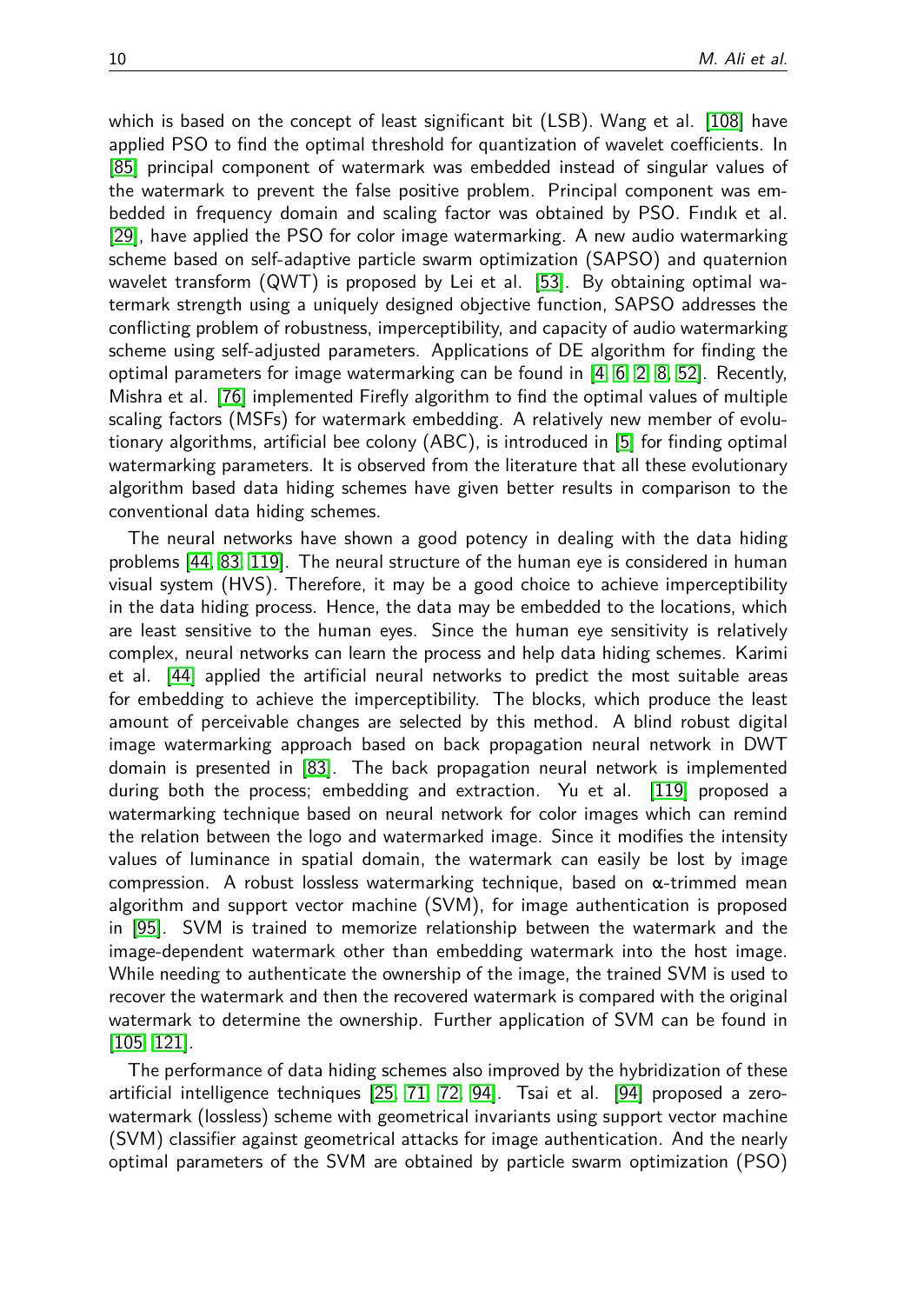which is based on the concept of least significant bit (LSB). Wang et al. [108] have applied PSO to find the optimal threshold for quantization of wavelet coefficients. In [85] principal component of watermark was embedded instead of singular values of the watermark to prevent the false positive problem. Principal component was embedded in frequency domain and scaling factor was obtained by PSO. Fındık et al. [29], have applied the PSO for color image watermarking. A new audio watermarking scheme based on self-adaptive particle swarm optimization (SAPSO) and quaternion wavelet transform (QWT) is proposed by Lei et al. [53]. By obtaining optimal watermark strength using a uniquely designed objective function, SAPSO addresses the conflicting problem of robustness, imperceptibility, and capacity of audio watermarking scheme using self-adjusted parameters. Applications of DE algorithm for finding the optimal parameters for image watermarking can be found in [4, 6, 2, 8, 52]. Recently, Mishra et al. [76] implemented Firefly algorithm to find the optimal values of multiple scaling factors (MSFs) for watermark embedding. A relatively new member of evolutionary algorithms, artificial bee colony (ABC), is introduced in [5] for finding optimal watermarking parameters. It is observed from the literature that all these evolutionary algorithm based data hiding schemes have given better results in comparison to the conventional data hiding schemes.

The neural networks have shown a good potency in dealing with the data hiding problems [44, 83, 119]. The neural structure of the human eye is considered in human visual system (HVS). Therefore, it may be a good choice to achieve imperceptibility in the data hiding process. Hence, the data may be embedded to the locations, which are least sensitive to the human eyes. Since the human eye sensitivity is relatively complex, neural networks can learn the process and help data hiding schemes. Karimi et al. [44] applied the artificial neural networks to predict the most suitable areas for embedding to achieve the imperceptibility. The blocks, which produce the least amount of perceivable changes are selected by this method. A blind robust digital image watermarking approach based on back propagation neural network in DWT domain is presented in [83]. The back propagation neural network is implemented during both the process; embedding and extraction. Yu et al. [119] proposed a watermarking technique based on neural network for color images which can remind the relation between the logo and watermarked image. Since it modifies the intensity values of luminance in spatial domain, the watermark can easily be lost by image compression. A robust lossless watermarking technique, based on $\alpha$-trimmed mean algorithm and support vector machine (SVM), for image authentication is proposed in [95]. SVM is trained to memorize relationship between the watermark and the image-dependent watermark other than embedding watermark into the host image. While needing to authenticate the ownership of the image, the trained SVM is used to recover the watermark and then the recovered watermark is compared with the original watermark to determine the ownership. Further application of SVM can be found in [105, 121].

The performance of data hiding schemes also improved by the hybridization of these artificial intelligence techniques [25, 71, 72, 94]. Tsai et al. [94] proposed a zero-watermark (lossless) scheme with geometrical invariants using support vector machine (SVM) classifier against geometrical attacks for image authentication. And the nearly optimal parameters of the SVM are obtained by particle swarm optimization (PSO)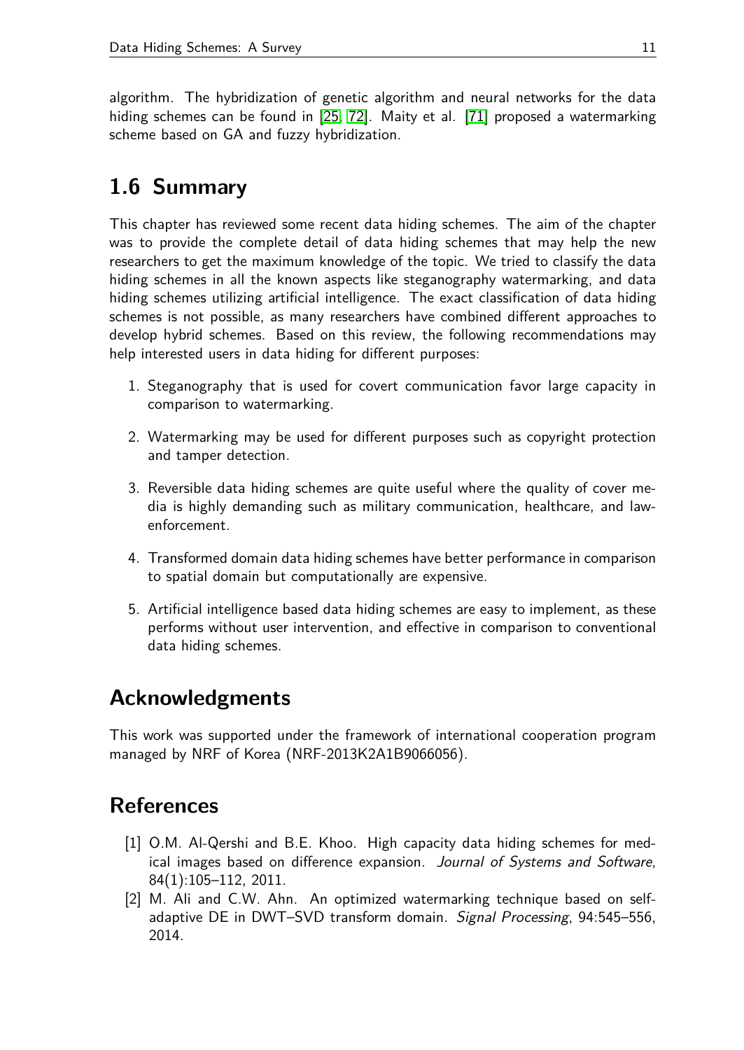algorithm. The hybridization of genetic algorithm and neural networks for the data hiding schemes can be found in [25, 72]. Maity et al. [71] proposed a watermarking scheme based on GA and fuzzy hybridization.

## 1.6 Summary

This chapter has reviewed some recent data hiding schemes. The aim of the chapter was to provide the complete detail of data hiding schemes that may help the new researchers to get the maximum knowledge of the topic. We tried to classify the data hiding schemes in all the known aspects like steganography watermarking, and data hiding schemes utilizing artificial intelligence. The exact classification of data hiding schemes is not possible, as many researchers have combined different approaches to develop hybrid schemes. Based on this review, the following recommendations may help interested users in data hiding for different purposes:

1. Steganography that is used for covert communication favor large capacity in comparison to watermarking.
2. Watermarking may be used for different purposes such as copyright protection and tamper detection.
3. Reversible data hiding schemes are quite useful where the quality of cover media is highly demanding such as military communication, healthcare, and law-enforcement.
4. Transformed domain data hiding schemes have better performance in comparison to spatial domain but computationally are expensive.
5. Artificial intelligence based data hiding schemes are easy to implement, as these performs without user intervention, and effective in comparison to conventional data hiding schemes.

## Acknowledgments

This work was supported under the framework of international cooperation program managed by NRF of Korea (NRF-2013K2A1B9066056).

## References

[1] O.M. Al-Qershi and B.E. Khoo. High capacity data hiding schemes for medical images based on difference expansion. *Journal of Systems and Software*, 84(1):105–112, 2011.

[2] M. Ali and C.W. Ahn. An optimized watermarking technique based on self-adaptive DE in DWT–SVD transform domain. *Signal Processing*, 94:545–556, 2014.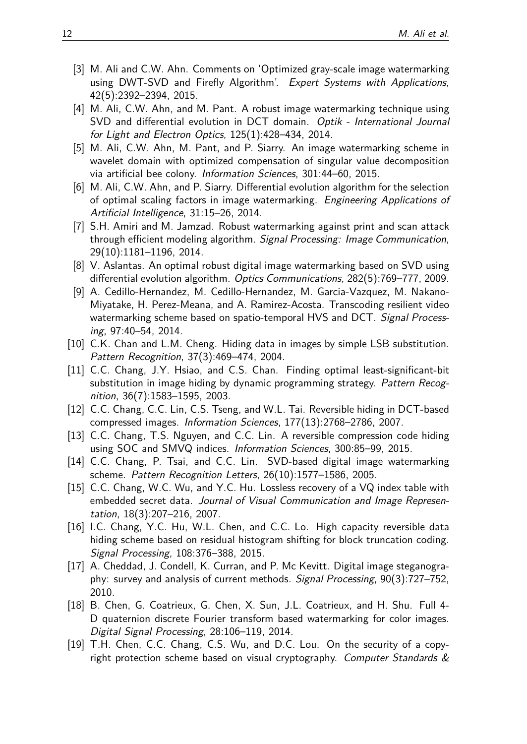[3] M. Ali and C.W. Ahn. Comments on 'Optimized gray-scale image watermarking using DWT-SVD and Firefly Algorithm'. *Expert Systems with Applications*, 42(5):2392–2394, 2015.

[4] M. Ali, C.W. Ahn, and M. Pant. A robust image watermarking technique using SVD and differential evolution in DCT domain. *Optik - International Journal for Light and Electron Optics*, 125(1):428–434, 2014.

[5] M. Ali, C.W. Ahn, M. Pant, and P. Siarry. An image watermarking scheme in wavelet domain with optimized compensation of singular value decomposition via artificial bee colony. *Information Sciences*, 301:44–60, 2015.

[6] M. Ali, C.W. Ahn, and P. Siarry. Differential evolution algorithm for the selection of optimal scaling factors in image watermarking. *Engineering Applications of Artificial Intelligence*, 31:15–26, 2014.

[7] S.H. Amiri and M. Jamzad. Robust watermarking against print and scan attack through efficient modeling algorithm. *Signal Processing: Image Communication*, 29(10):1181–1196, 2014.

[8] V. Aslantas. An optimal robust digital image watermarking based on SVD using differential evolution algorithm. *Optics Communications*, 282(5):769–777, 2009.

[9] A. Cedillo-Hernandez, M. Cedillo-Hernandez, M. Garcia-Vazquez, M. Nakano-Miyatake, H. Perez-Meana, and A. Ramirez-Acosta. Transcoding resilient video watermarking scheme based on spatio-temporal HVS and DCT. *Signal Processing*, 97:40–54, 2014.

[10] C.K. Chan and L.M. Cheng. Hiding data in images by simple LSB substitution. *Pattern Recognition*, 37(3):469–474, 2004.

[11] C.C. Chang, J.Y. Hsiao, and C.S. Chan. Finding optimal least-significant-bit substitution in image hiding by dynamic programming strategy. *Pattern Recognition*, 36(7):1583–1595, 2003.

[12] C.C. Chang, C.C. Lin, C.S. Tseng, and W.L. Tai. Reversible hiding in DCT-based compressed images. *Information Sciences*, 177(13):2768–2786, 2007.

[13] C.C. Chang, T.S. Nguyen, and C.C. Lin. A reversible compression code hiding using SOC and SMVQ indices. *Information Sciences*, 300:85–99, 2015.

[14] C.C. Chang, P. Tsai, and C.C. Lin. SVD-based digital image watermarking scheme. *Pattern Recognition Letters*, 26(10):1577–1586, 2005.

[15] C.C. Chang, W.C. Wu, and Y.C. Hu. Lossless recovery of a VQ index table with embedded secret data. *Journal of Visual Communication and Image Representation*, 18(3):207–216, 2007.

[16] I.C. Chang, Y.C. Hu, W.L. Chen, and C.C. Lo. High capacity reversible data hiding scheme based on residual histogram shifting for block truncation coding. *Signal Processing*, 108:376–388, 2015.

[17] A. Cheddad, J. Condell, K. Curran, and P. Mc Kevitt. Digital image steganography: survey and analysis of current methods. *Signal Processing*, 90(3):727–752, 2010.

[18] B. Chen, G. Coatrieux, G. Chen, X. Sun, J.L. Coatrieux, and H. Shu. Full 4-D quaternion discrete Fourier transform based watermarking for color images. *Digital Signal Processing*, 28:106–119, 2014.

[19] T.H. Chen, C.C. Chang, C.S. Wu, and D.C. Lou. On the security of a copyright protection scheme based on visual cryptography. *Computer Standards &*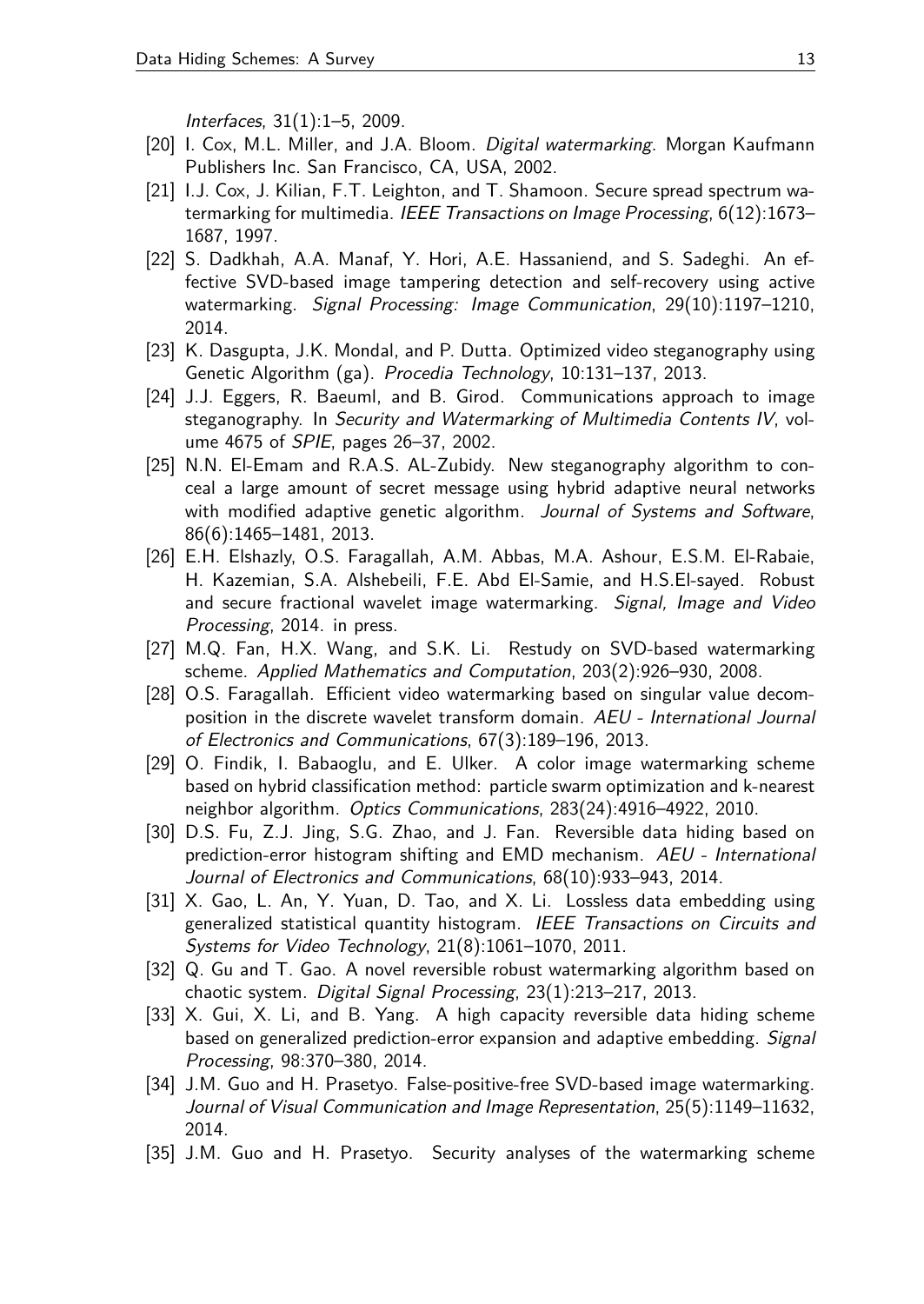*Interfaces*, 31(1):1–5, 2009.

[20] I. Cox, M.L. Miller, and J.A. Bloom. *Digital watermarking*. Morgan Kaufmann Publishers Inc. San Francisco, CA, USA, 2002.

[21] I.J. Cox, J. Kilian, F.T. Leighton, and T. Shamoon. Secure spread spectrum watermarking for multimedia. *IEEE Transactions on Image Processing*, 6(12):1673–1687, 1997.

[22] S. Dadkhah, A.A. Manaf, Y. Hori, A.E. Hassaniend, and S. Sadeghi. An effective SVD-based image tampering detection and self-recovery using active watermarking. *Signal Processing: Image Communication*, 29(10):1197–1210, 2014.

[23] K. Dasgupta, J.K. Mondal, and P. Dutta. Optimized video steganography using Genetic Algorithm (ga). *Procedia Technology*, 10:131–137, 2013.

[24] J.J. Eggers, R. Baeuml, and B. Girod. Communications approach to image steganography. In *Security and Watermarking of Multimedia Contents IV*, volume 4675 of *SPIE*, pages 26–37, 2002.

[25] N.N. El-Emam and R.A.S. AL-Zubidy. New steganography algorithm to conceal a large amount of secret message using hybrid adaptive neural networks with modified adaptive genetic algorithm. *Journal of Systems and Software*, 86(6):1465–1481, 2013.

[26] E.H. Elshazly, O.S. Faragallah, A.M. Abbas, M.A. Ashour, E.S.M. El-Rabaie, H. Kazemian, S.A. Alshebeili, F.E. Abd El-Samie, and H.S.El-sayed. Robust and secure fractional wavelet image watermarking. *Signal, Image and Video Processing*, 2014. in press.

[27] M.Q. Fan, H.X. Wang, and S.K. Li. Restudy on SVD-based watermarking scheme. *Applied Mathematics and Computation*, 203(2):926–930, 2008.

[28] O.S. Faragallah. Efficient video watermarking based on singular value decomposition in the discrete wavelet transform domain. *AEU - International Journal of Electronics and Communications*, 67(3):189–196, 2013.

[29] O. Findik, I. Babaoglu, and E. Ulker. A color image watermarking scheme based on hybrid classification method: particle swarm optimization and k-nearest neighbor algorithm. *Optics Communications*, 283(24):4916–4922, 2010.

[30] D.S. Fu, Z.J. Jing, S.G. Zhao, and J. Fan. Reversible data hiding based on prediction-error histogram shifting and EMD mechanism. *AEU - International Journal of Electronics and Communications*, 68(10):933–943, 2014.

[31] X. Gao, L. An, Y. Yuan, D. Tao, and X. Li. Lossless data embedding using generalized statistical quantity histogram. *IEEE Transactions on Circuits and Systems for Video Technology*, 21(8):1061–1070, 2011.

[32] Q. Gu and T. Gao. A novel reversible robust watermarking algorithm based on chaotic system. *Digital Signal Processing*, 23(1):213–217, 2013.

[33] X. Gui, X. Li, and B. Yang. A high capacity reversible data hiding scheme based on generalized prediction-error expansion and adaptive embedding. *Signal Processing*, 98:370–380, 2014.

[34] J.M. Guo and H. Prasetyo. False-positive-free SVD-based image watermarking. *Journal of Visual Communication and Image Representation*, 25(5):1149–11632, 2014.

[35] J.M. Guo and H. Prasetyo. Security analyses of the watermarking scheme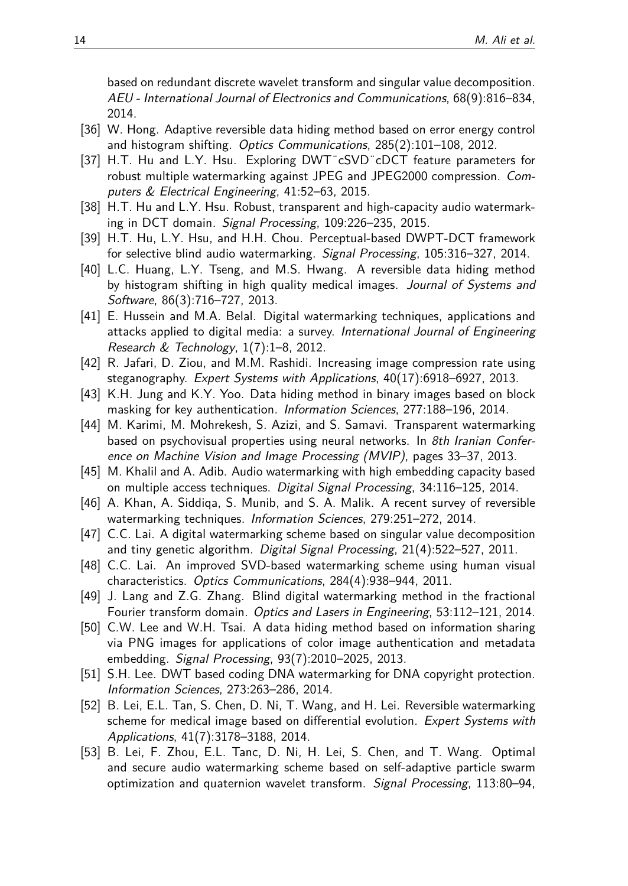based on redundant discrete wavelet transform and singular value decomposition. *AEU - International Journal of Electronics and Communications*, 68(9):816–834, 2014.

- [36] W. Hong. Adaptive reversible data hiding method based on error energy control and histogram shifting. *Optics Communications*, 285(2):101–108, 2012.
- [37] H.T. Hu and L.Y. Hsu. Exploring DWT¨cSVD¨cDCT feature parameters for robust multiple watermarking against JPEG and JPEG2000 compression. *Computers & Electrical Engineering*, 41:52–63, 2015.
- [38] H.T. Hu and L.Y. Hsu. Robust, transparent and high-capacity audio watermarking in DCT domain. *Signal Processing*, 109:226–235, 2015.
- [39] H.T. Hu, L.Y. Hsu, and H.H. Chou. Perceptual-based DWPT-DCT framework for selective blind audio watermarking. *Signal Processing*, 105:316–327, 2014.
- [40] L.C. Huang, L.Y. Tseng, and M.S. Hwang. A reversible data hiding method by histogram shifting in high quality medical images. *Journal of Systems and Software*, 86(3):716–727, 2013.
- [41] E. Hussein and M.A. Belal. Digital watermarking techniques, applications and attacks applied to digital media: a survey. *International Journal of Engineering Research & Technology*, 1(7):1–8, 2012.
- [42] R. Jafari, D. Ziou, and M.M. Rashidi. Increasing image compression rate using steganography. *Expert Systems with Applications*, 40(17):6918–6927, 2013.
- [43] K.H. Jung and K.Y. Yoo. Data hiding method in binary images based on block masking for key authentication. *Information Sciences*, 277:188–196, 2014.
- [44] M. Karimi, M. Mohrekesh, S. Azizi, and S. Samavi. Transparent watermarking based on psychovisual properties using neural networks. In *8th Iranian Conference on Machine Vision and Image Processing (MVIP)*, pages 33–37, 2013.
- [45] M. Khalil and A. Adib. Audio watermarking with high embedding capacity based on multiple access techniques. *Digital Signal Processing*, 34:116–125, 2014.
- [46] A. Khan, A. Siddiqa, S. Munib, and S. A. Malik. A recent survey of reversible watermarking techniques. *Information Sciences*, 279:251–272, 2014.
- [47] C.C. Lai. A digital watermarking scheme based on singular value decomposition and tiny genetic algorithm. *Digital Signal Processing*, 21(4):522–527, 2011.
- [48] C.C. Lai. An improved SVD-based watermarking scheme using human visual characteristics. *Optics Communications*, 284(4):938–944, 2011.
- [49] J. Lang and Z.G. Zhang. Blind digital watermarking method in the fractional Fourier transform domain. *Optics and Lasers in Engineering*, 53:112–121, 2014.
- [50] C.W. Lee and W.H. Tsai. A data hiding method based on information sharing via PNG images for applications of color image authentication and metadata embedding. *Signal Processing*, 93(7):2010–2025, 2013.
- [51] S.H. Lee. DWT based coding DNA watermarking for DNA copyright protection. *Information Sciences*, 273:263–286, 2014.
- [52] B. Lei, E.L. Tan, S. Chen, D. Ni, T. Wang, and H. Lei. Reversible watermarking scheme for medical image based on differential evolution. *Expert Systems with Applications*, 41(7):3178–3188, 2014.
- [53] B. Lei, F. Zhou, E.L. Tanc, D. Ni, H. Lei, S. Chen, and T. Wang. Optimal and secure audio watermarking scheme based on self-adaptive particle swarm optimization and quaternion wavelet transform. *Signal Processing*, 113:80–94,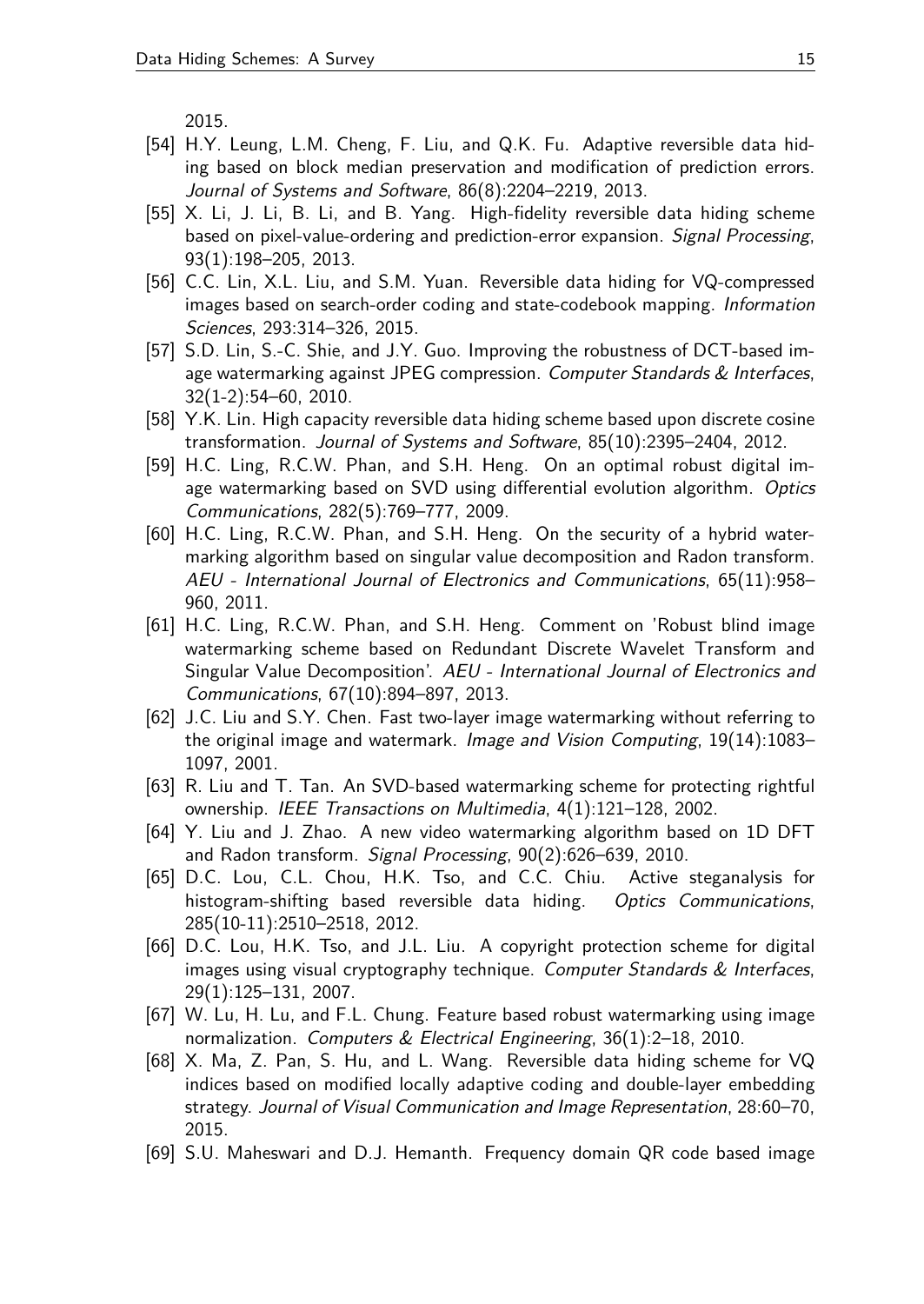2015.

[54] H.Y. Leung, L.M. Cheng, F. Liu, and Q.K. Fu. Adaptive reversible data hiding based on block median preservation and modification of prediction errors. *Journal of Systems and Software*, 86(8):2204–2219, 2013.

[55] X. Li, J. Li, B. Li, and B. Yang. High-fidelity reversible data hiding scheme based on pixel-value-ordering and prediction-error expansion. *Signal Processing*, 93(1):198–205, 2013.

[56] C.C. Lin, X.L. Liu, and S.M. Yuan. Reversible data hiding for VQ-compressed images based on search-order coding and state-codebook mapping. *Information Sciences*, 293:314–326, 2015.

[57] S.D. Lin, S.-C. Shie, and J.Y. Guo. Improving the robustness of DCT-based image watermarking against JPEG compression. *Computer Standards & Interfaces*, 32(1-2):54–60, 2010.

[58] Y.K. Lin. High capacity reversible data hiding scheme based upon discrete cosine transformation. *Journal of Systems and Software*, 85(10):2395–2404, 2012.

[59] H.C. Ling, R.C.W. Phan, and S.H. Heng. On an optimal robust digital image watermarking based on SVD using differential evolution algorithm. *Optics Communications*, 282(5):769–777, 2009.

[60] H.C. Ling, R.C.W. Phan, and S.H. Heng. On the security of a hybrid watermarking algorithm based on singular value decomposition and Radon transform. *AEU - International Journal of Electronics and Communications*, 65(11):958–960, 2011.

[61] H.C. Ling, R.C.W. Phan, and S.H. Heng. Comment on 'Robust blind image watermarking scheme based on Redundant Discrete Wavelet Transform and Singular Value Decomposition'. *AEU - International Journal of Electronics and Communications*, 67(10):894–897, 2013.

[62] J.C. Liu and S.Y. Chen. Fast two-layer image watermarking without referring to the original image and watermark. *Image and Vision Computing*, 19(14):1083–1097, 2001.

[63] R. Liu and T. Tan. An SVD-based watermarking scheme for protecting rightful ownership. *IEEE Transactions on Multimedia*, 4(1):121–128, 2002.

[64] Y. Liu and J. Zhao. A new video watermarking algorithm based on 1D DFT and Radon transform. *Signal Processing*, 90(2):626–639, 2010.

[65] D.C. Lou, C.L. Chou, H.K. Tso, and C.C. Chiu. Active steganalysis for histogram-shifting based reversible data hiding. *Optics Communications*, 285(10-11):2510–2518, 2012.

[66] D.C. Lou, H.K. Tso, and J.L. Liu. A copyright protection scheme for digital images using visual cryptography technique. *Computer Standards & Interfaces*, 29(1):125–131, 2007.

[67] W. Lu, H. Lu, and F.L. Chung. Feature based robust watermarking using image normalization. *Computers & Electrical Engineering*, 36(1):2–18, 2010.

[68] X. Ma, Z. Pan, S. Hu, and L. Wang. Reversible data hiding scheme for VQ indices based on modified locally adaptive coding and double-layer embedding strategy. *Journal of Visual Communication and Image Representation*, 28:60–70, 2015.

[69] S.U. Maheswari and D.J. Hemanth. Frequency domain QR code based image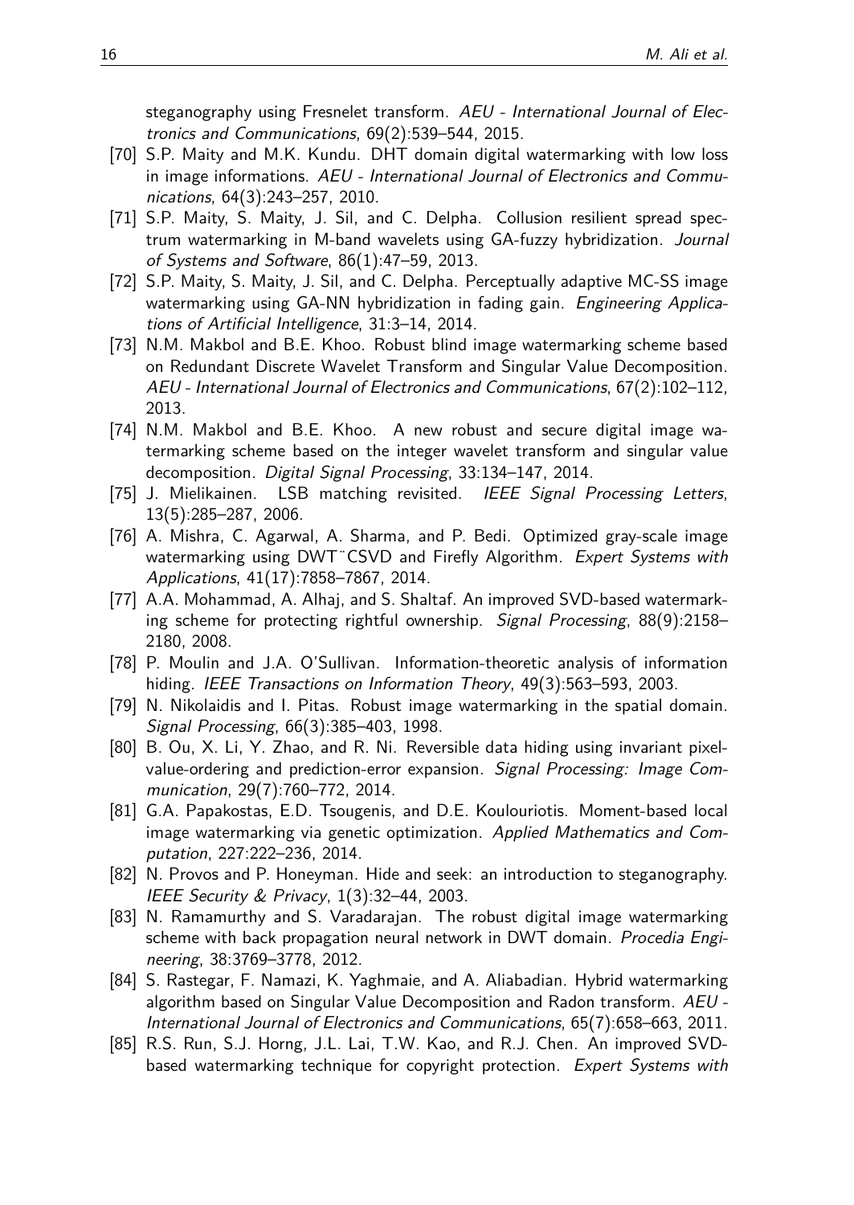steganography using Fresnelet transform. *AEU - International Journal of Electronics and Communications*, 69(2):539–544, 2015.

[70] S.P. Maity and M.K. Kundu. DHT domain digital watermarking with low loss in image informations. *AEU - International Journal of Electronics and Communications*, 64(3):243–257, 2010.

[71] S.P. Maity, S. Maity, J. Sil, and C. Delpha. Collusion resilient spread spectrum watermarking in M-band wavelets using GA-fuzzy hybridization. *Journal of Systems and Software*, 86(1):47–59, 2013.

[72] S.P. Maity, S. Maity, J. Sil, and C. Delpha. Perceptually adaptive MC-SS image watermarking using GA-NN hybridization in fading gain. *Engineering Applications of Artificial Intelligence*, 31:3–14, 2014.

[73] N.M. Makbol and B.E. Khoo. Robust blind image watermarking scheme based on Redundant Discrete Wavelet Transform and Singular Value Decomposition. *AEU - International Journal of Electronics and Communications*, 67(2):102–112, 2013.

[74] N.M. Makbol and B.E. Khoo. A new robust and secure digital image watermarking scheme based on the integer wavelet transform and singular value decomposition. *Digital Signal Processing*, 33:134–147, 2014.

[75] J. Mielikainen. LSB matching revisited. *IEEE Signal Processing Letters*, 13(5):285–287, 2006.

[76] A. Mishra, C. Agarwal, A. Sharma, and P. Bedi. Optimized gray-scale image watermarking using DWT¨CSVD and Firefly Algorithm. *Expert Systems with Applications*, 41(17):7858–7867, 2014.

[77] A.A. Mohammad, A. Alhaj, and S. Shaltaf. An improved SVD-based watermarking scheme for protecting rightful ownership. *Signal Processing*, 88(9):2158–2180, 2008.

[78] P. Moulin and J.A. O'Sullivan. Information-theoretic analysis of information hiding. *IEEE Transactions on Information Theory*, 49(3):563–593, 2003.

[79] N. Nikolaidis and I. Pitas. Robust image watermarking in the spatial domain. *Signal Processing*, 66(3):385–403, 1998.

[80] B. Ou, X. Li, Y. Zhao, and R. Ni. Reversible data hiding using invariant pixel-value-ordering and prediction-error expansion. *Signal Processing: Image Communication*, 29(7):760–772, 2014.

[81] G.A. Papakostas, E.D. Tsougenis, and D.E. Koulouriotis. Moment-based local image watermarking via genetic optimization. *Applied Mathematics and Computation*, 227:222–236, 2014.

[82] N. Provos and P. Honeyman. Hide and seek: an introduction to steganography. *IEEE Security & Privacy*, 1(3):32–44, 2003.

[83] N. Ramamurthy and S. Varadarajan. The robust digital image watermarking scheme with back propagation neural network in DWT domain. *Procedia Engineering*, 38:3769–3778, 2012.

[84] S. Rastegar, F. Namazi, K. Yaghmaie, and A. Aliabadian. Hybrid watermarking algorithm based on Singular Value Decomposition and Radon transform. *AEU - International Journal of Electronics and Communications*, 65(7):658–663, 2011.

[85] R.S. Run, S.J. Horng, J.L. Lai, T.W. Kao, and R.J. Chen. An improved SVD-based watermarking technique for copyright protection. *Expert Systems with*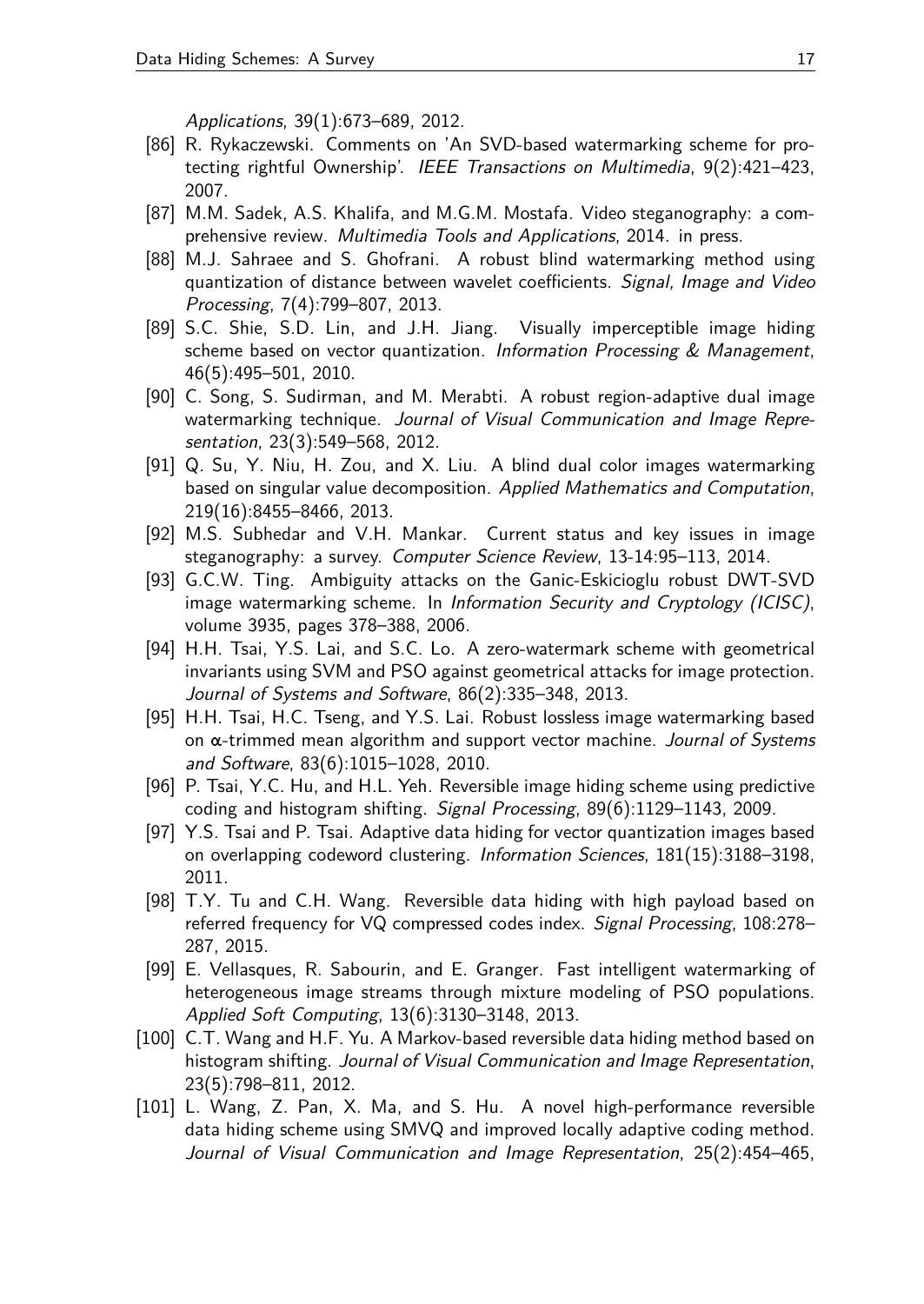*Applications*, 39(1):673–689, 2012.

[86] R. Rykaczewski. Comments on 'An SVD-based watermarking scheme for protecting rightful Ownership'. *IEEE Transactions on Multimedia*, 9(2):421–423, 2007.

[87] M.M. Sadek, A.S. Khalifa, and M.G.M. Mostafa. Video steganography: a comprehensive review. *Multimedia Tools and Applications*, 2014. in press.

[88] M.J. Sahraee and S. Ghofrani. A robust blind watermarking method using quantization of distance between wavelet coefficients. *Signal, Image and Video Processing*, 7(4):799–807, 2013.

[89] S.C. Shie, S.D. Lin, and J.H. Jiang. Visually imperceptible image hiding scheme based on vector quantization. *Information Processing & Management*, 46(5):495–501, 2010.

[90] C. Song, S. Sudirman, and M. Merabti. A robust region-adaptive dual image watermarking technique. *Journal of Visual Communication and Image Representation*, 23(3):549–568, 2012.

[91] Q. Su, Y. Niu, H. Zou, and X. Liu. A blind dual color images watermarking based on singular value decomposition. *Applied Mathematics and Computation*, 219(16):8455–8466, 2013.

[92] M.S. Subhedar and V.H. Mankar. Current status and key issues in image steganography: a survey. *Computer Science Review*, 13-14:95–113, 2014.

[93] G.C.W. Ting. Ambiguity attacks on the Ganic-Eskicioglu robust DWT-SVD image watermarking scheme. In *Information Security and Cryptology (ICISC)*, volume 3935, pages 378–388, 2006.

[94] H.H. Tsai, Y.S. Lai, and S.C. Lo. A zero-watermark scheme with geometrical invariants using SVM and PSO against geometrical attacks for image protection. *Journal of Systems and Software*, 86(2):335–348, 2013.

[95] H.H. Tsai, H.C. Tseng, and Y.S. Lai. Robust lossless image watermarking based on $\alpha$-trimmed mean algorithm and support vector machine. *Journal of Systems and Software*, 83(6):1015–1028, 2010.

[96] P. Tsai, Y.C. Hu, and H.L. Yeh. Reversible image hiding scheme using predictive coding and histogram shifting. *Signal Processing*, 89(6):1129–1143, 2009.

[97] Y.S. Tsai and P. Tsai. Adaptive data hiding for vector quantization images based on overlapping codeword clustering. *Information Sciences*, 181(15):3188–3198, 2011.

[98] T.Y. Tu and C.H. Wang. Reversible data hiding with high payload based on referred frequency for VQ compressed codes index. *Signal Processing*, 108:278–287, 2015.

[99] E. Vellasques, R. Sabourin, and E. Granger. Fast intelligent watermarking of heterogeneous image streams through mixture modeling of PSO populations. *Applied Soft Computing*, 13(6):3130–3148, 2013.

[100] C.T. Wang and H.F. Yu. A Markov-based reversible data hiding method based on histogram shifting. *Journal of Visual Communication and Image Representation*, 23(5):798–811, 2012.

[101] L. Wang, Z. Pan, X. Ma, and S. Hu. A novel high-performance reversible data hiding scheme using SMVQ and improved locally adaptive coding method. *Journal of Visual Communication and Image Representation*, 25(2):454–465,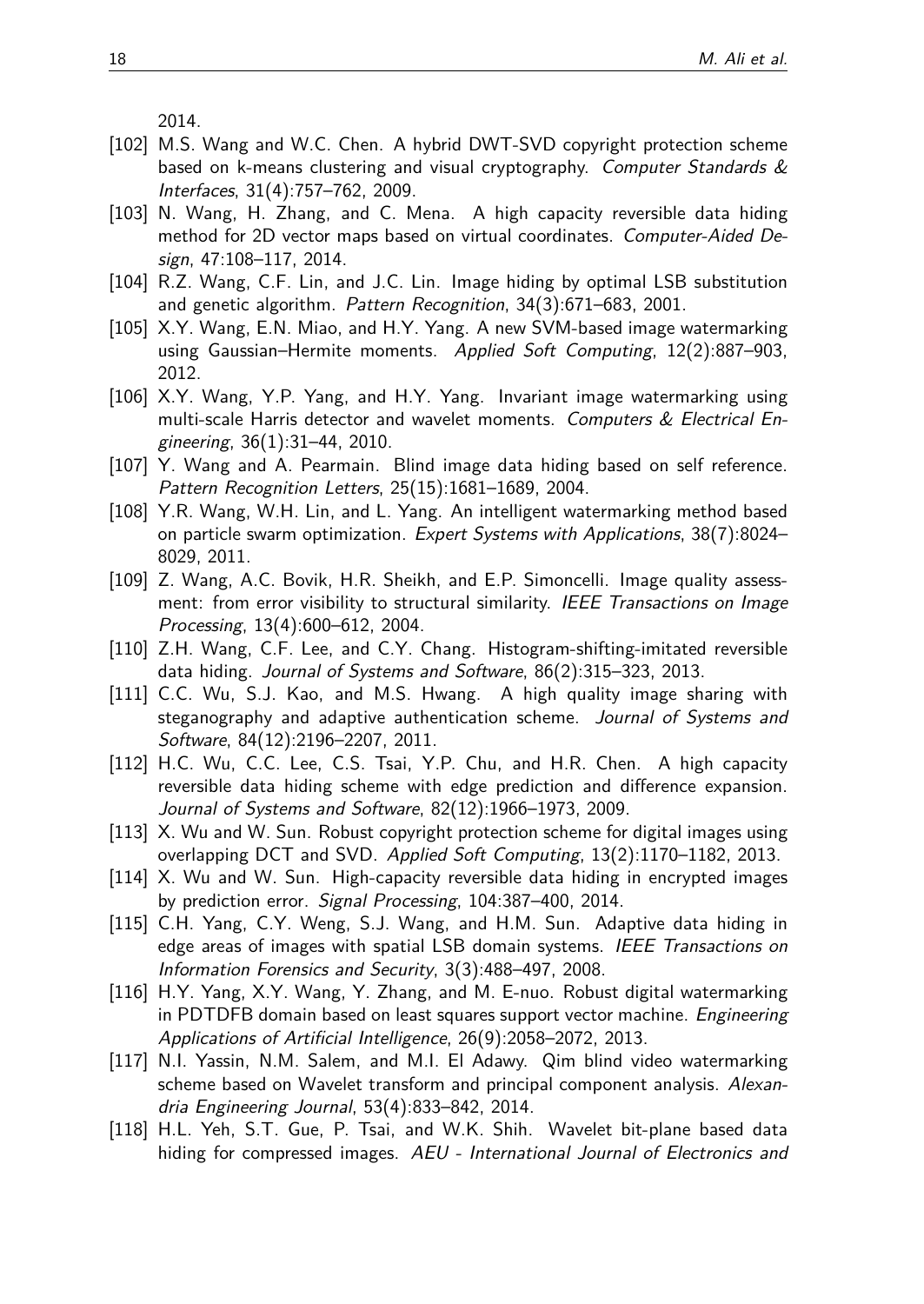2014.

- [102] M.S. Wang and W.C. Chen. A hybrid DWT-SVD copyright protection scheme based on k-means clustering and visual cryptography. *Computer Standards & Interfaces*, 31(4):757–762, 2009.
- [103] N. Wang, H. Zhang, and C. Mena. A high capacity reversible data hiding method for 2D vector maps based on virtual coordinates. *Computer-Aided Design*, 47:108–117, 2014.
- [104] R.Z. Wang, C.F. Lin, and J.C. Lin. Image hiding by optimal LSB substitution and genetic algorithm. *Pattern Recognition*, 34(3):671–683, 2001.
- [105] X.Y. Wang, E.N. Miao, and H.Y. Yang. A new SVM-based image watermarking using Gaussian–Hermite moments. *Applied Soft Computing*, 12(2):887–903, 2012.
- [106] X.Y. Wang, Y.P. Yang, and H.Y. Yang. Invariant image watermarking using multi-scale Harris detector and wavelet moments. *Computers & Electrical Engineering*, 36(1):31–44, 2010.
- [107] Y. Wang and A. Pearmain. Blind image data hiding based on self reference. *Pattern Recognition Letters*, 25(15):1681–1689, 2004.
- [108] Y.R. Wang, W.H. Lin, and L. Yang. An intelligent watermarking method based on particle swarm optimization. *Expert Systems with Applications*, 38(7):8024–8029, 2011.
- [109] Z. Wang, A.C. Bovik, H.R. Sheikh, and E.P. Simoncelli. Image quality assessment: from error visibility to structural similarity. *IEEE Transactions on Image Processing*, 13(4):600–612, 2004.
- [110] Z.H. Wang, C.F. Lee, and C.Y. Chang. Histogram-shifting-imitated reversible data hiding. *Journal of Systems and Software*, 86(2):315–323, 2013.
- [111] C.C. Wu, S.J. Kao, and M.S. Hwang. A high quality image sharing with steganography and adaptive authentication scheme. *Journal of Systems and Software*, 84(12):2196–2207, 2011.
- [112] H.C. Wu, C.C. Lee, C.S. Tsai, Y.P. Chu, and H.R. Chen. A high capacity reversible data hiding scheme with edge prediction and difference expansion. *Journal of Systems and Software*, 82(12):1966–1973, 2009.
- [113] X. Wu and W. Sun. Robust copyright protection scheme for digital images using overlapping DCT and SVD. *Applied Soft Computing*, 13(2):1170–1182, 2013.
- [114] X. Wu and W. Sun. High-capacity reversible data hiding in encrypted images by prediction error. *Signal Processing*, 104:387–400, 2014.
- [115] C.H. Yang, C.Y. Weng, S.J. Wang, and H.M. Sun. Adaptive data hiding in edge areas of images with spatial LSB domain systems. *IEEE Transactions on Information Forensics and Security*, 3(3):488–497, 2008.
- [116] H.Y. Yang, X.Y. Wang, Y. Zhang, and M. E-nuo. Robust digital watermarking in PDTDFB domain based on least squares support vector machine. *Engineering Applications of Artificial Intelligence*, 26(9):2058–2072, 2013.
- [117] N.I. Yassin, N.M. Salem, and M.I. El Adawy. Qim blind video watermarking scheme based on Wavelet transform and principal component analysis. *Alexandria Engineering Journal*, 53(4):833–842, 2014.
- [118] H.L. Yeh, S.T. Gue, P. Tsai, and W.K. Shih. Wavelet bit-plane based data hiding for compressed images. *AEU - International Journal of Electronics and*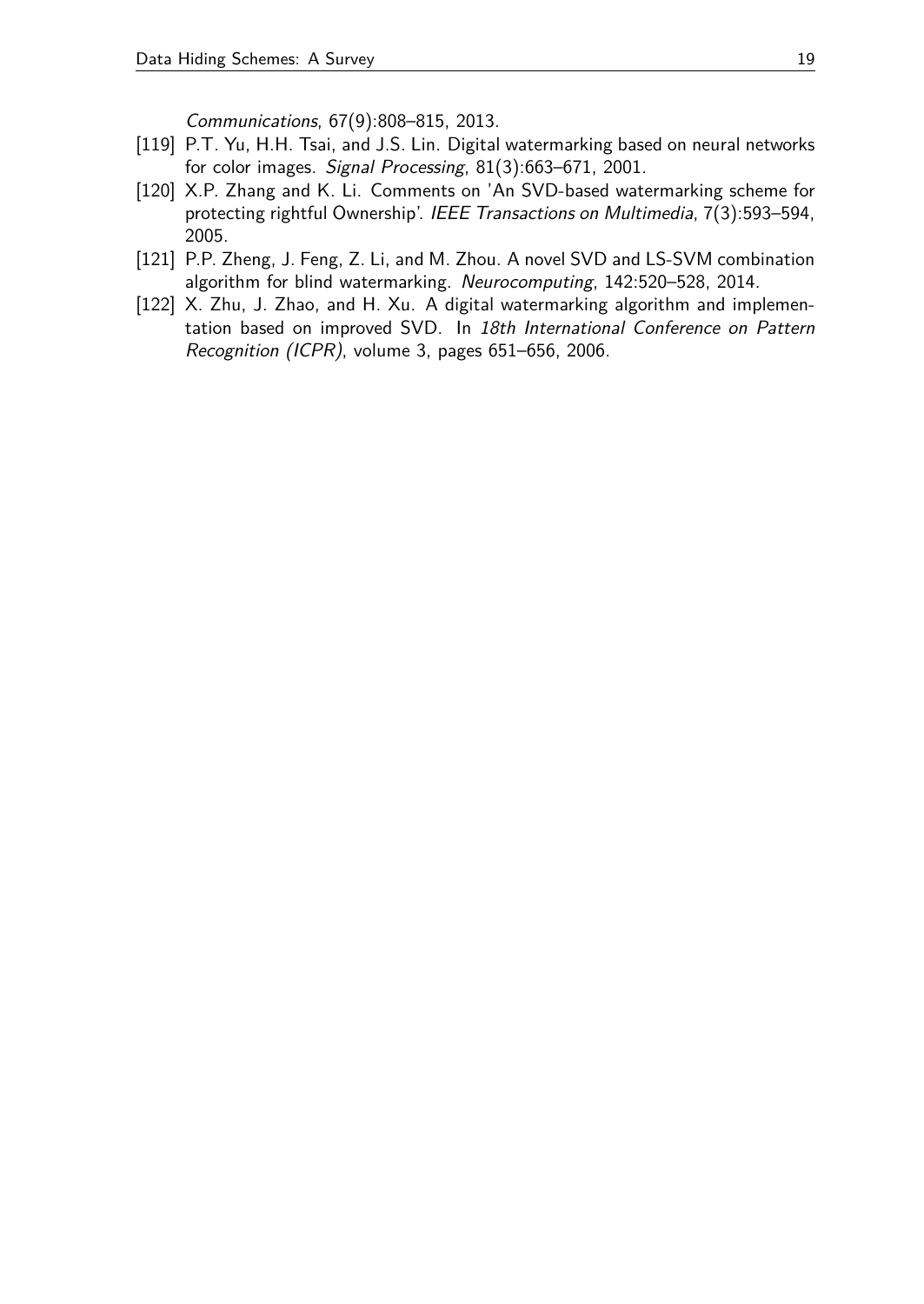*Communications*, 67(9):808–815, 2013.

[119] P.T. Yu, H.H. Tsai, and J.S. Lin. Digital watermarking based on neural networks for color images. *Signal Processing*, 81(3):663–671, 2001.

[120] X.P. Zhang and K. Li. Comments on 'An SVD-based watermarking scheme for protecting rightful Ownership'. *IEEE Transactions on Multimedia*, 7(3):593–594, 2005.

[121] P.P. Zheng, J. Feng, Z. Li, and M. Zhou. A novel SVD and LS-SVM combination algorithm for blind watermarking. *Neurocomputing*, 142:520–528, 2014.

[122] X. Zhu, J. Zhao, and H. Xu. A digital watermarking algorithm and implementation based on improved SVD. In *18th International Conference on Pattern Recognition (ICPR)*, volume 3, pages 651–656, 2006.